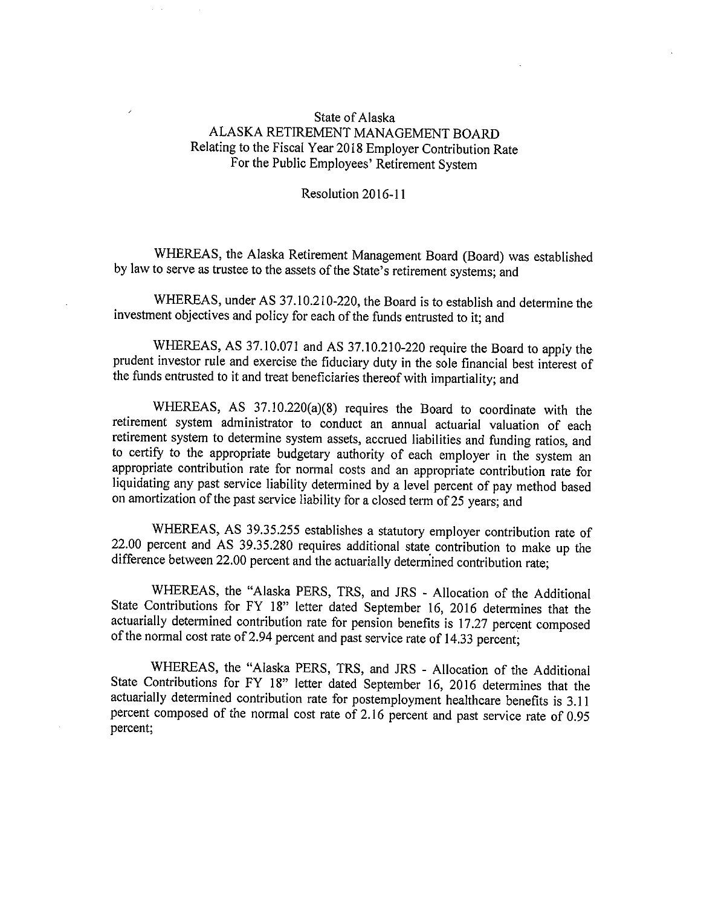State of Alaska
ALASKA RETIREMENT MANAGEMENT BOARD
Relating to the Fiscal Year 2018 Employer Contribution Rate
For the Public Employees' Retirement System

Resolution 2016-11

WHEREAS, the Alaska Retirement Management Board (Board) was established by law to serve as trustee to the assets of the State's retirement systems; and

WHEREAS, under AS 37.10.210-220, the Board is to establish and determine the investment objectives and policy for each of the funds entrusted to it; and

WHEREAS, AS 37.10.071 and AS 37.10.210-220 require the Board to apply the prudent investor rule and exercise the fiduciary duty in the sole financial best interest of the funds entrusted to it and treat beneficiaries thereof with impartiality; and

WHEREAS, AS 37.10.220(a)(8) requires the Board to coordinate with the retirement system administrator to conduct an annual actuarial valuation of each retirement system to determine system assets, accrued liabilities and funding ratios, and to certify to the appropriate budgetary authority of each employer in the system an appropriate contribution rate for normal costs and an appropriate contribution rate for liquidating any past service liability determined by a level percent of pay method based on amortization of the past service liability for a closed term of 25 years; and

WHEREAS, AS 39.35.255 establishes a statutory employer contribution rate of 22.00 percent and AS 39.35.280 requires additional state contribution to make up the difference between 22.00 percent and the actuarially determined contribution rate;

WHEREAS, the "Alaska PERS, TRS, and JRS - Allocation of the Additional State Contributions for FY 18" letter dated September 16, 2016 determines that the actuarially determined contribution rate for pension benefits is 17.27 percent composed of the normal cost rate of 2.94 percent and past service rate of 14.33 percent;

WHEREAS, the "Alaska PERS, TRS, and JRS - Allocation of the Additional State Contributions for FY 18" letter dated September 16, 2016 determines that the actuarially determined contribution rate for postemployment healthcare benefits is 3.11 percent composed of the normal cost rate of 2.16 percent and past service rate of 0.95 percent;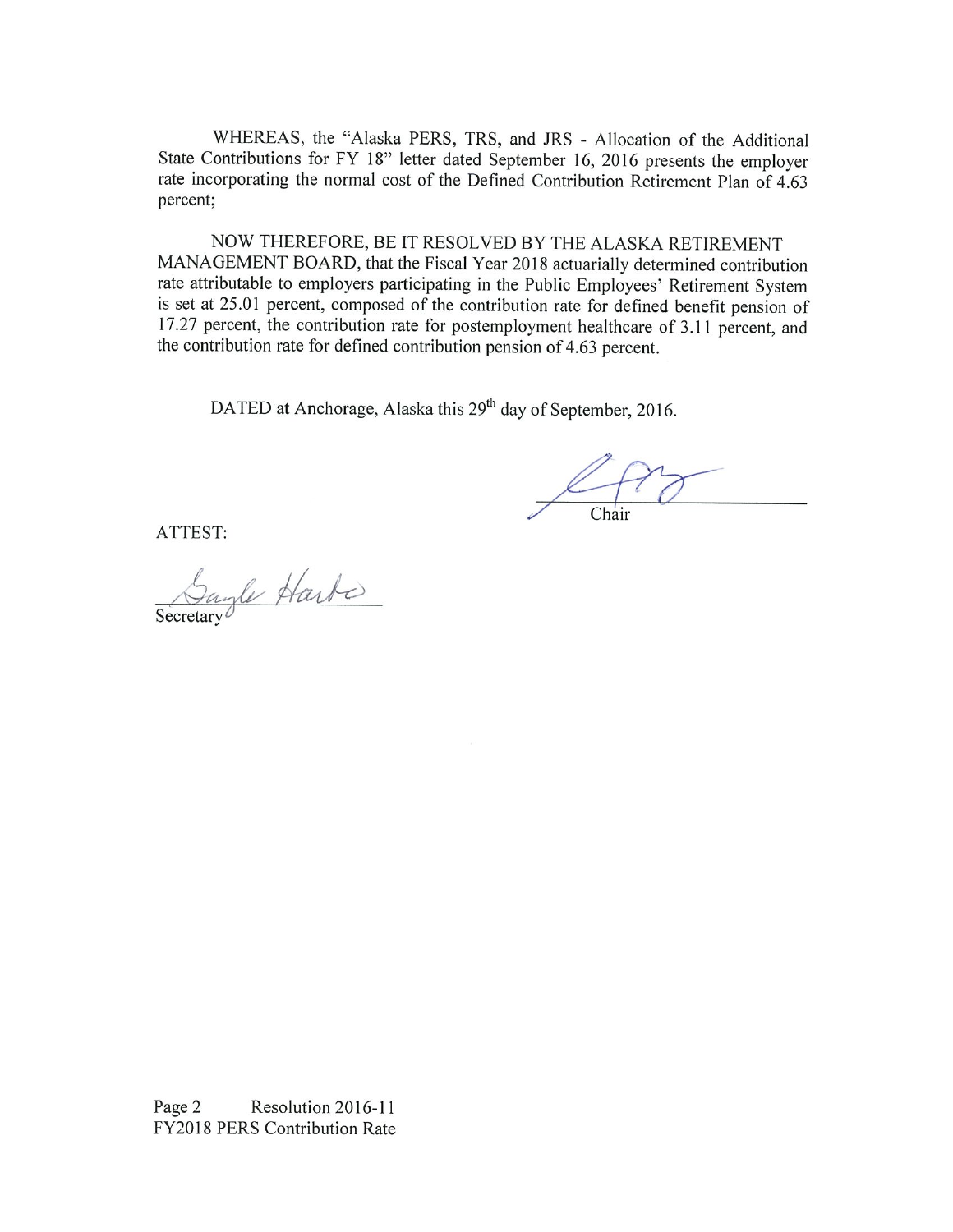WHEREAS, the "Alaska PERS, TRS, and JRS - Allocation of the Additional State Contributions for FY 18" letter dated September 16, 2016 presents the employer rate incorporating the normal cost of the Defined Contribution Retirement Plan of 4.63 percent;

NOW THEREFORE, BE IT RESOLVED BY THE ALASKA RETIREMENT MANAGEMENT BOARD, that the Fiscal Year 2018 actuarially determined contribution rate attributable to employers participating in the Public Employees' Retirement System is set at 25.01 percent, composed of the contribution rate for defined benefit pension of 17.27 percent, the contribution rate for postemployment healthcare of 3.11 percent, and the contribution rate for defined contribution pension of 4.63 percent.

DATED at Anchorage, Alaska this 29th day of September, 2016.

Chair

ATTEST:

Secretary

Page 2 Resolution 2016-11
FY2018 PERS Contribution Rate